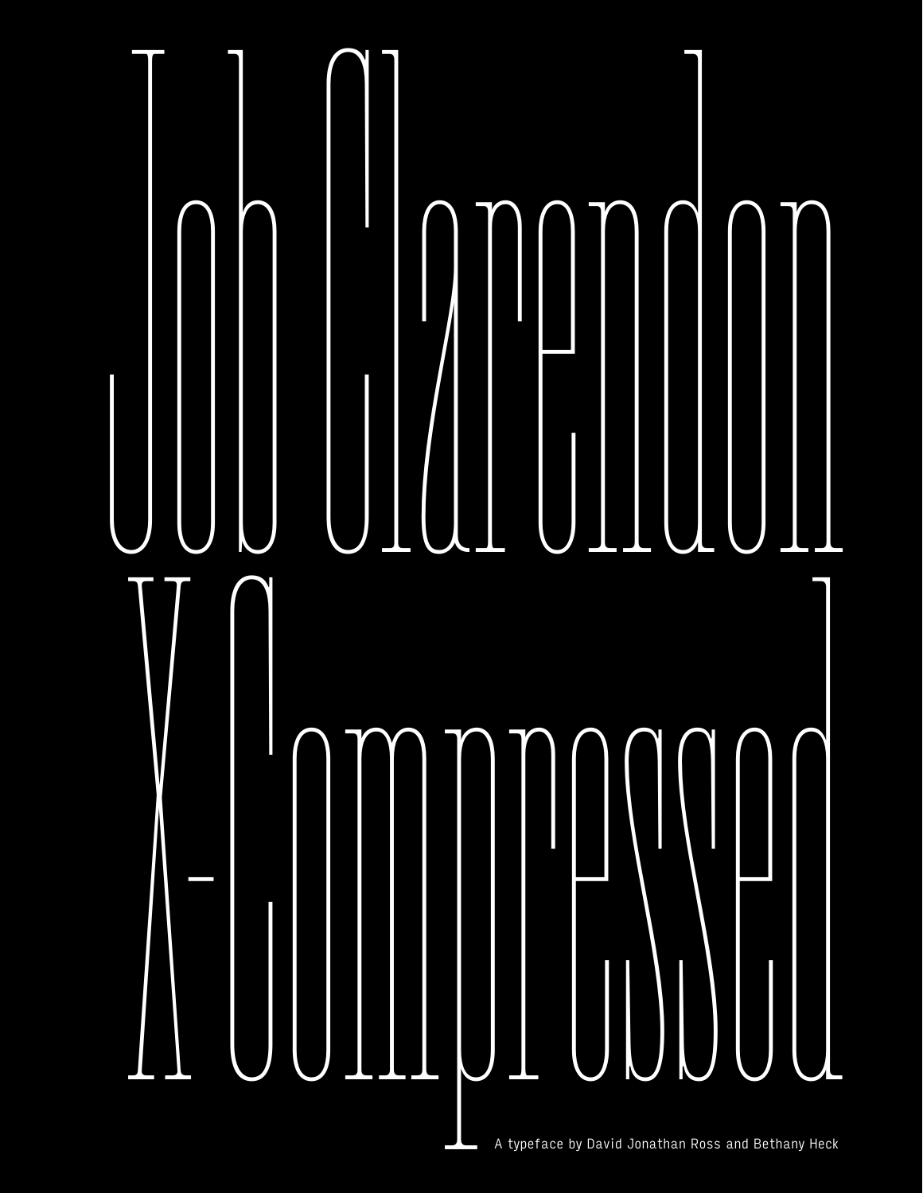# Job Clarendon X-Compressed

A typeface by David Jonathan Ross and Bethany Heck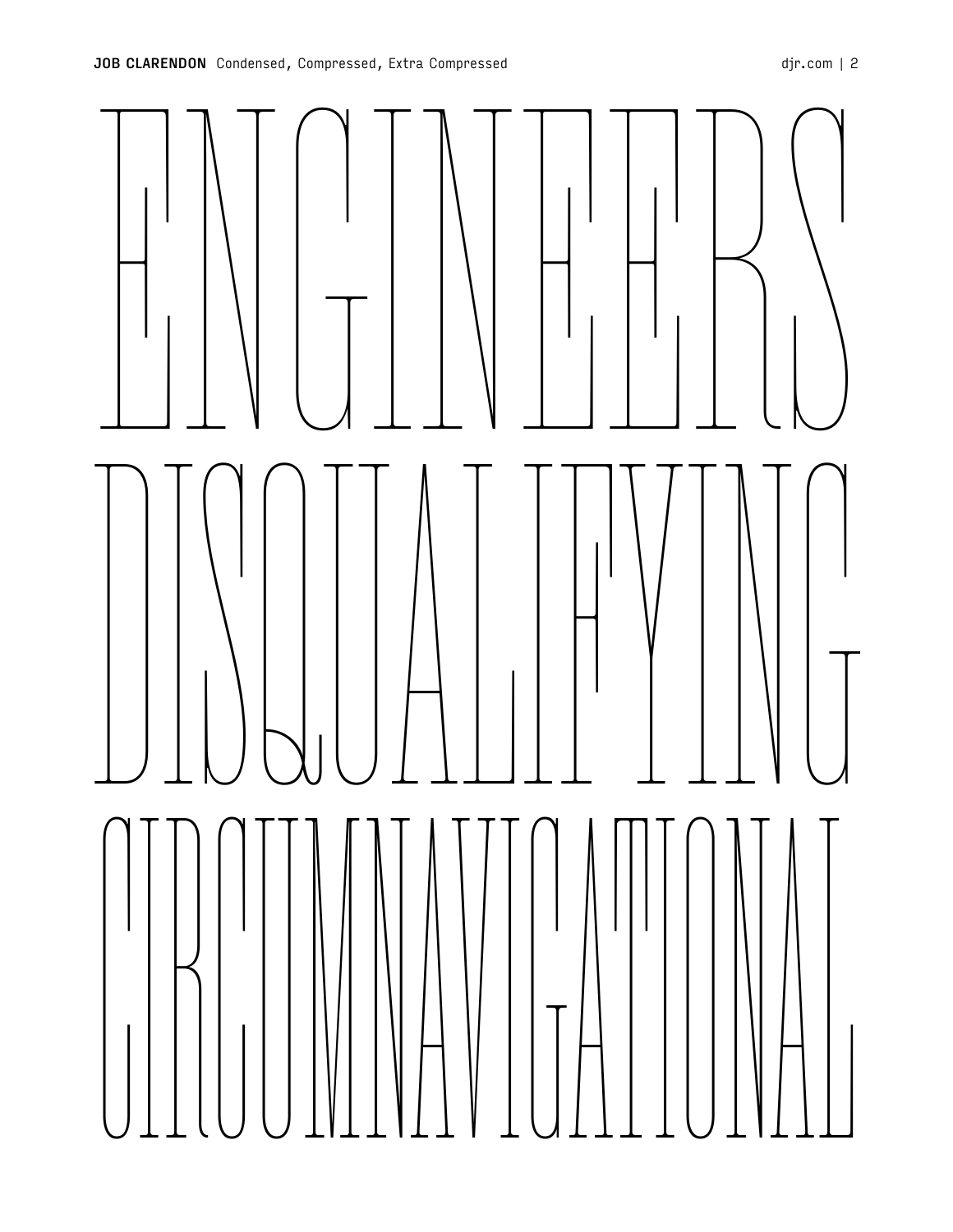ENGINEERS

DISQUALIFYING

CIRCUMNAVIGATIONAL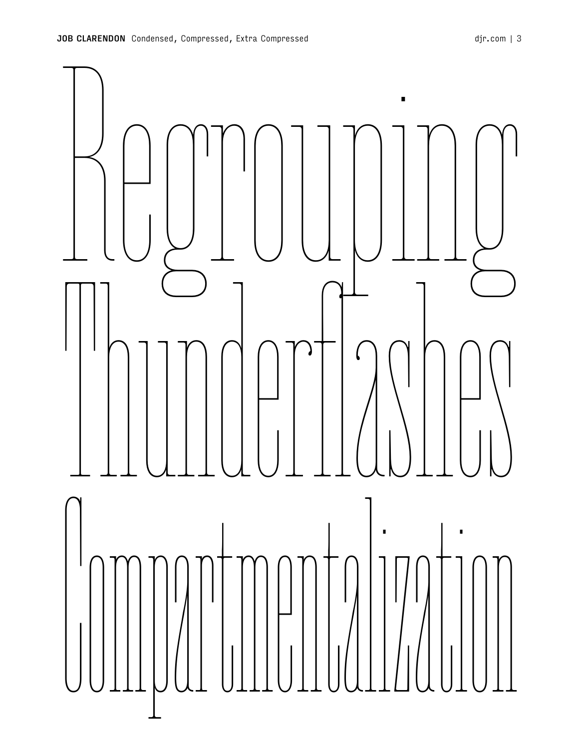Regrouping

Thunderflashes

Compartmentalization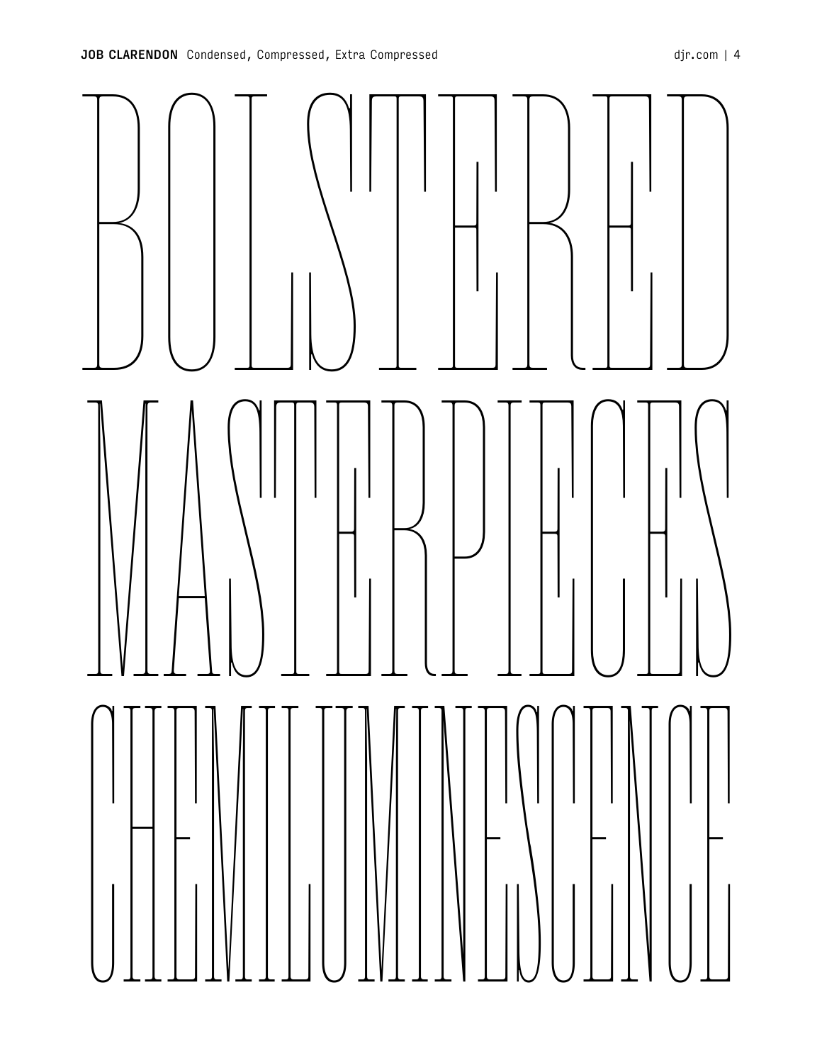BOLSTERED

MASTERPIECES

CHEMILUMINESCENCE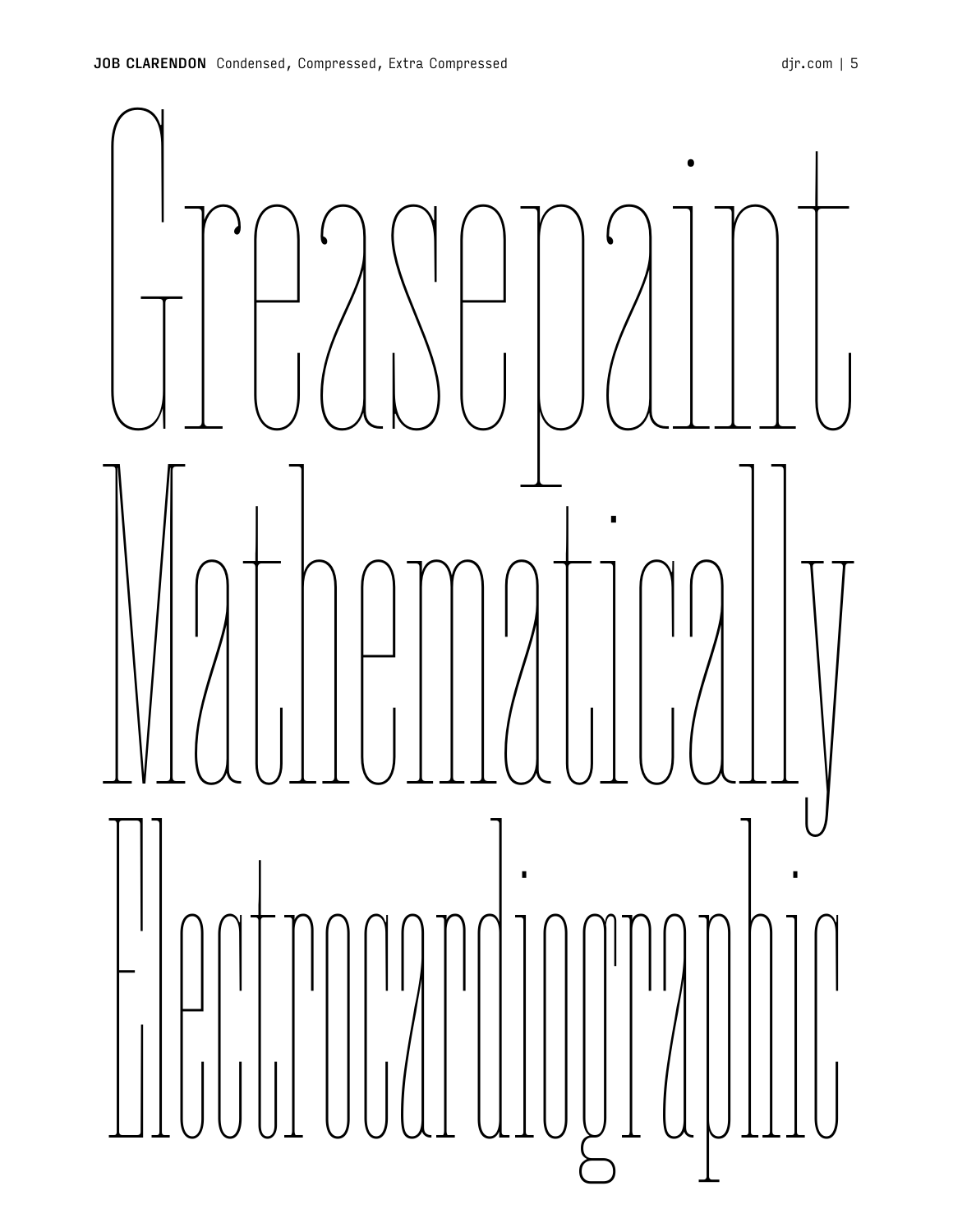Greasepaint

Mathematically

Electrocardiographic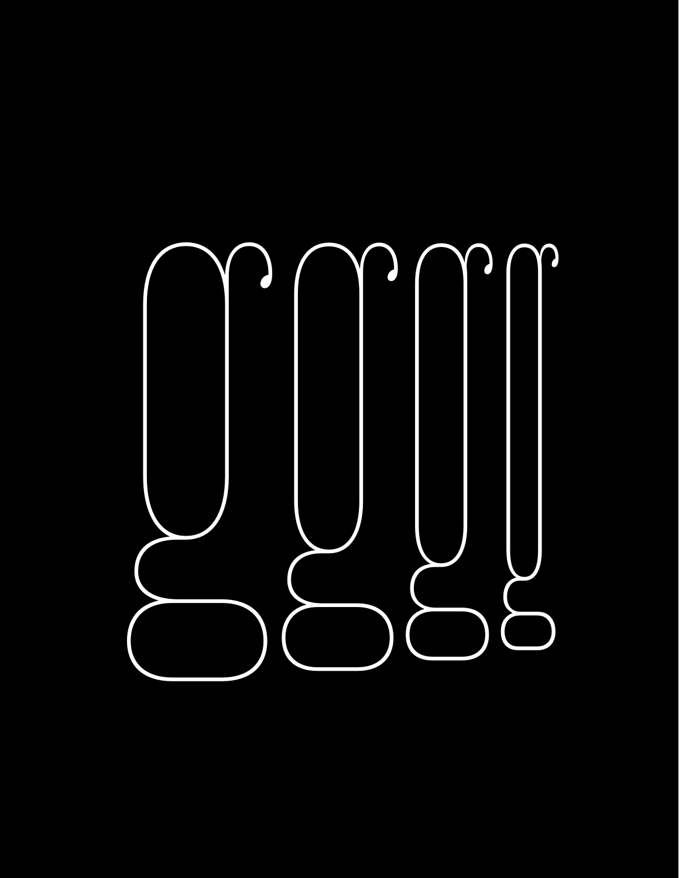gggg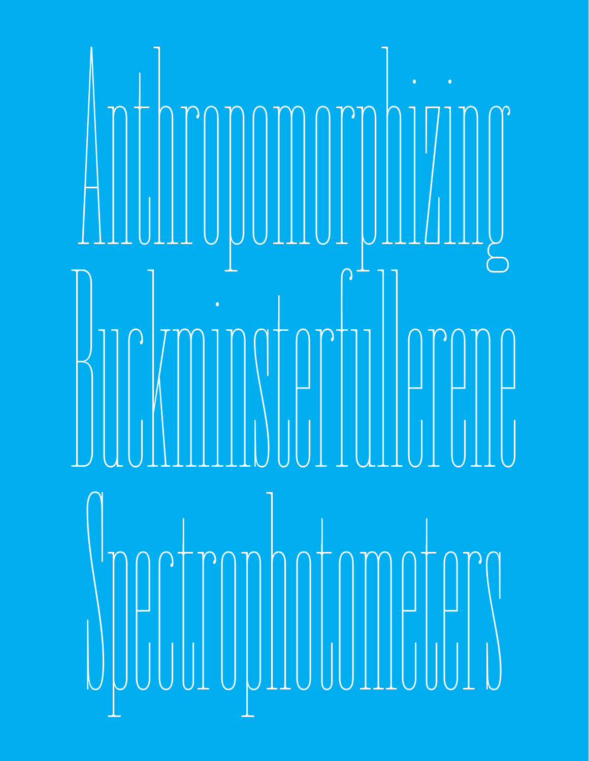Anthropomorphizing

Buckminsterfullerene

Spectrophotometers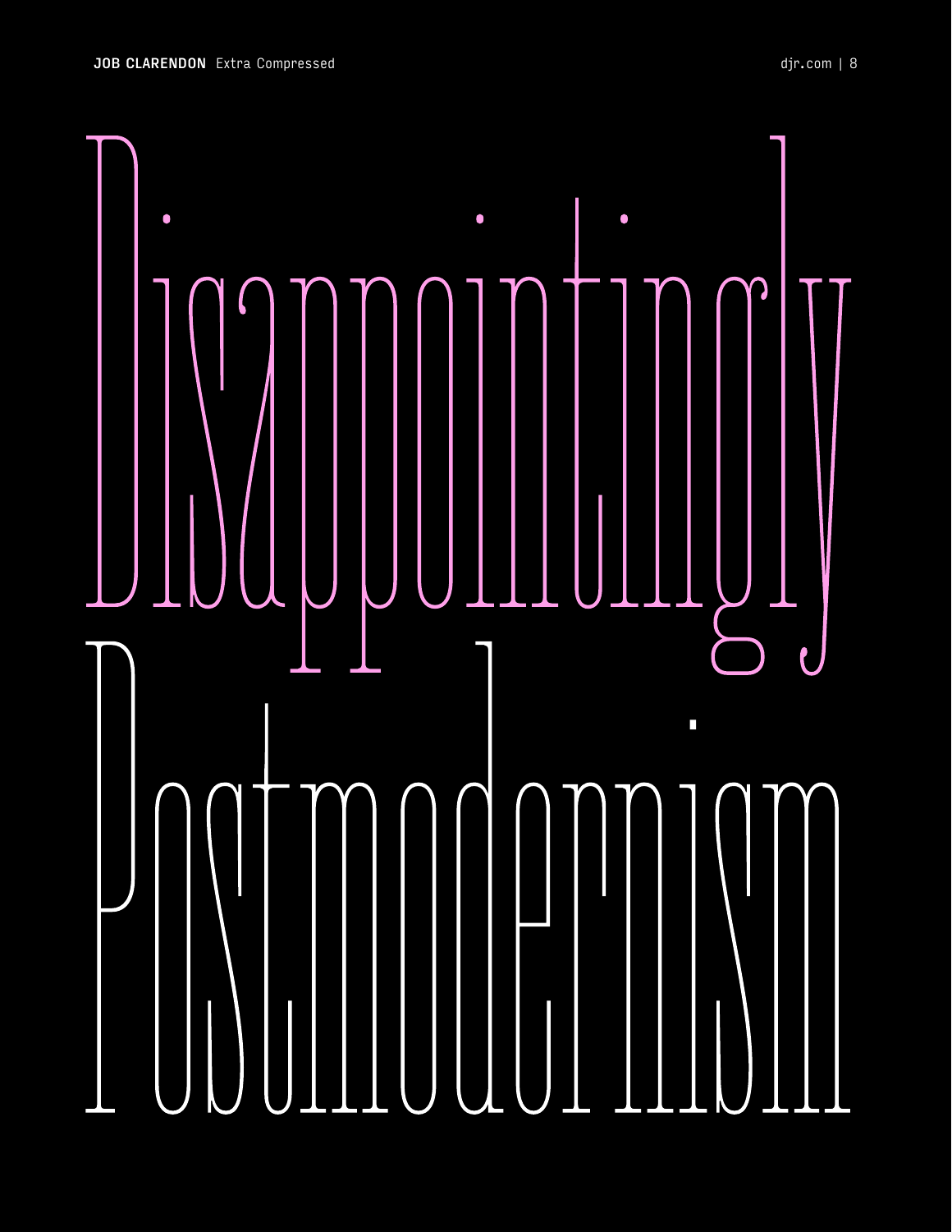Disappointingly
Postmodernism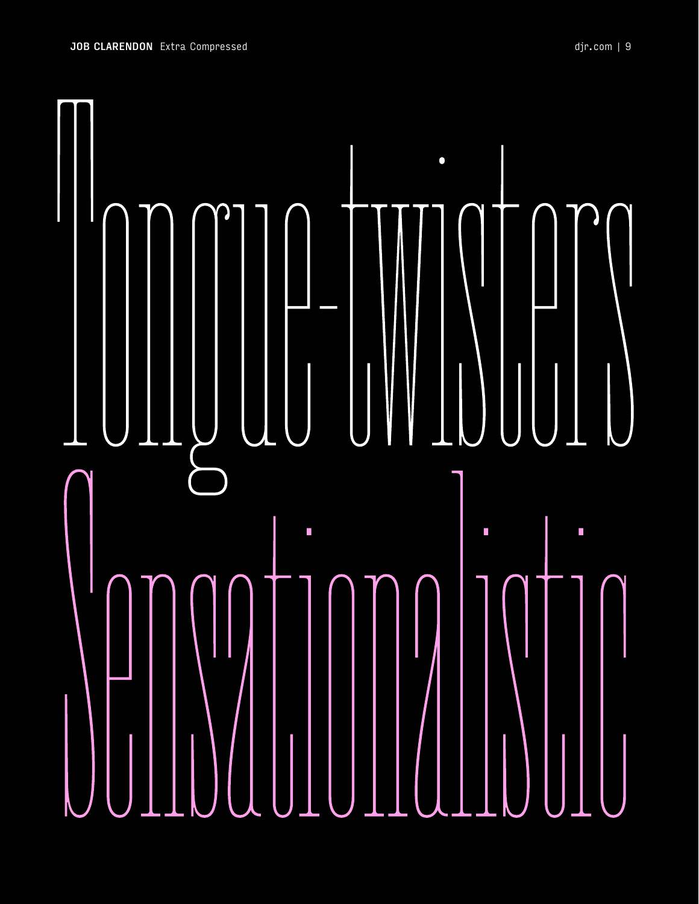# Tongue-twisters

# Sensationalistic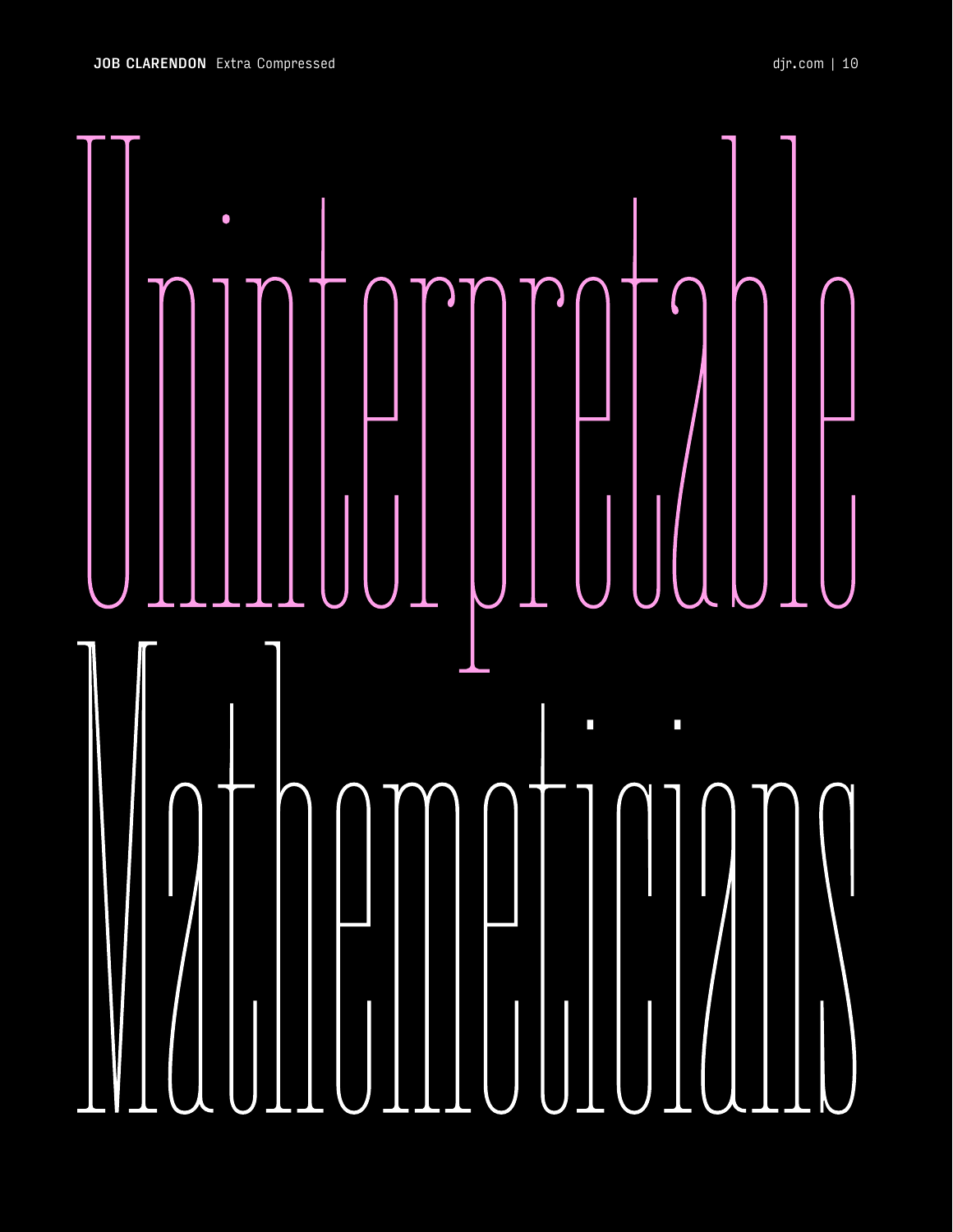# Uninterpretable Mathemeticians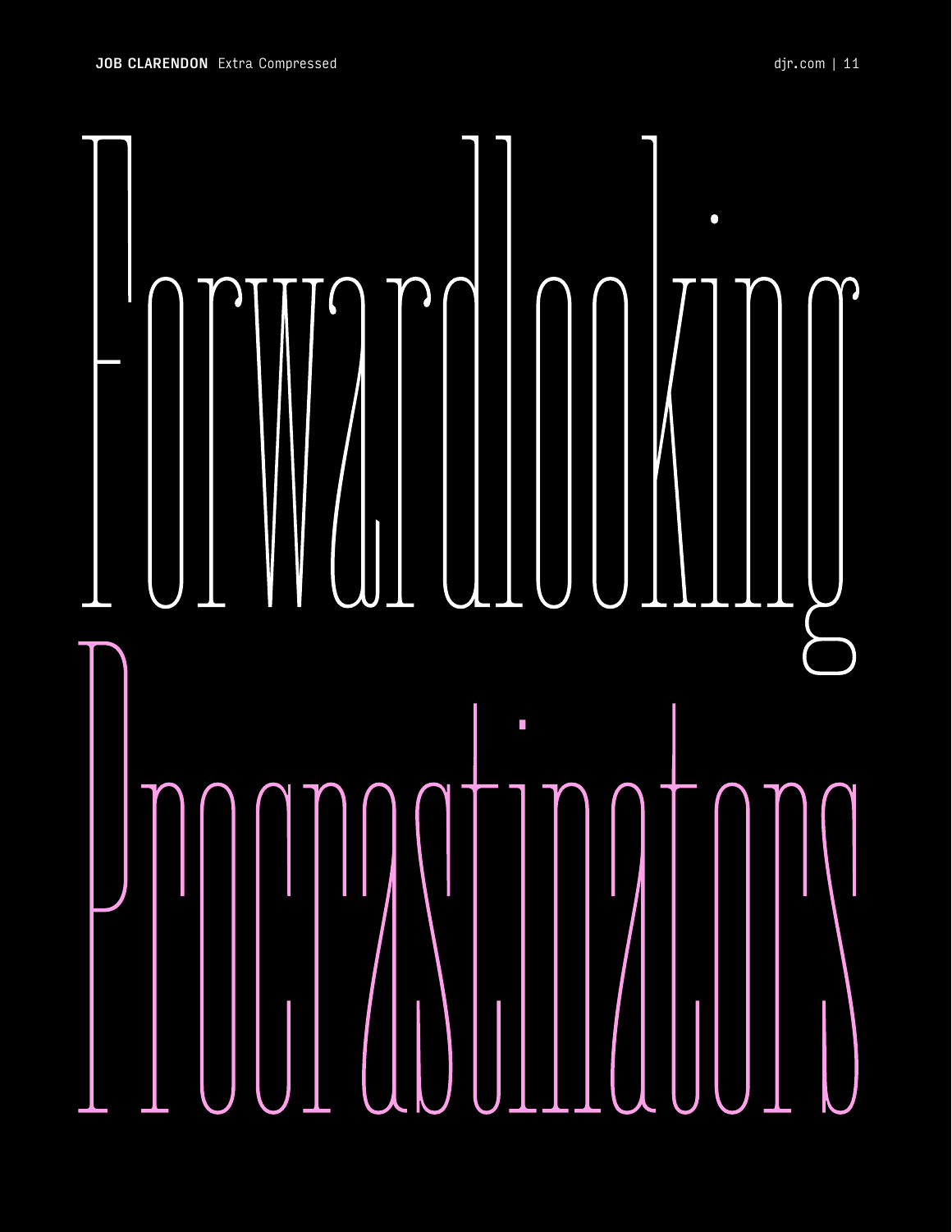Forwardlooking

Procrastinators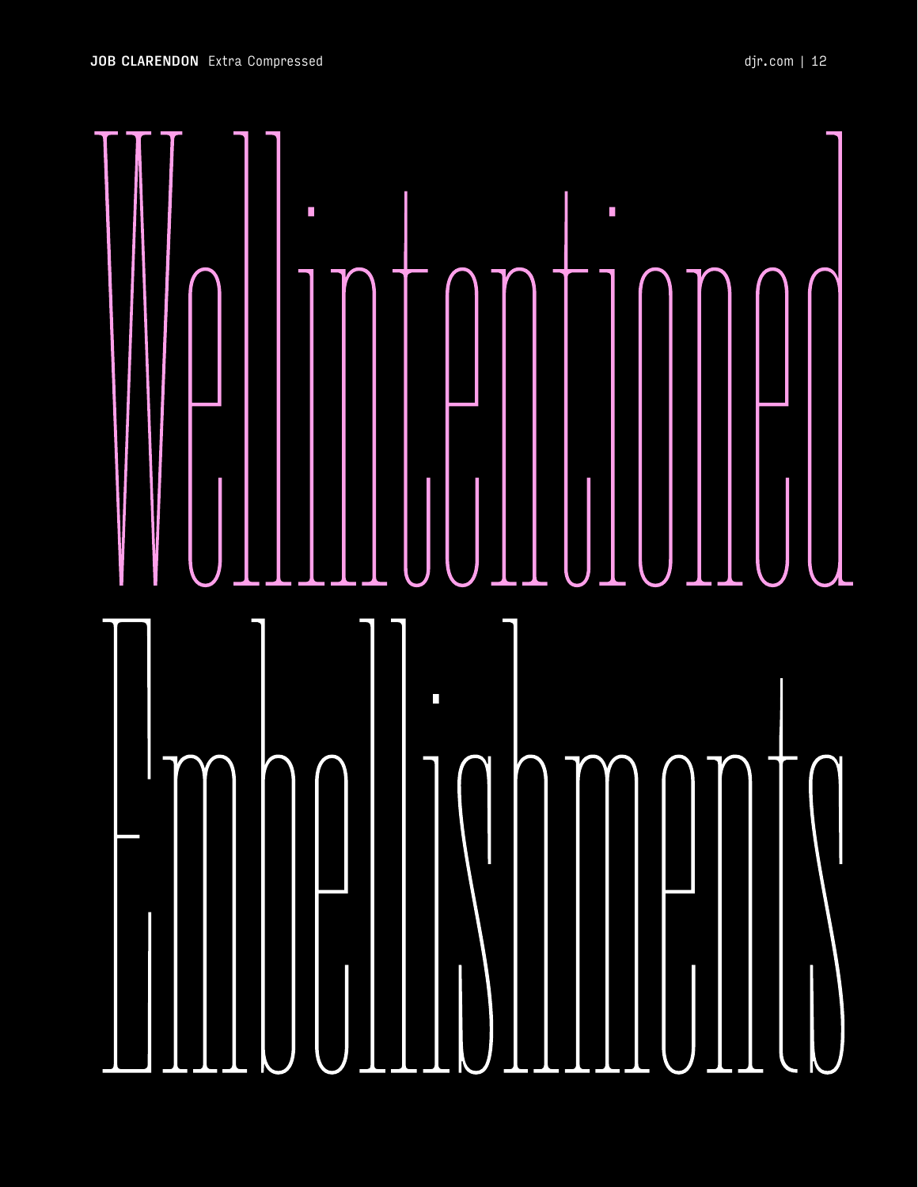# Wellintentioned Embellishments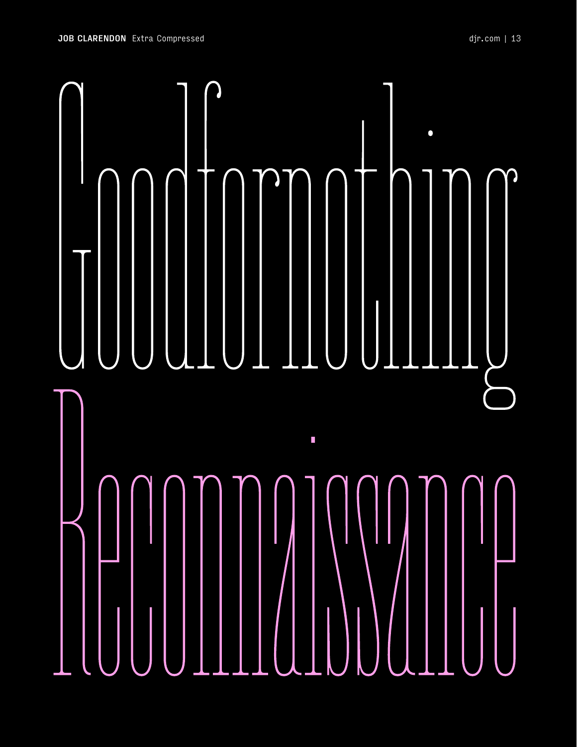Goodfornothing

Reconnaissance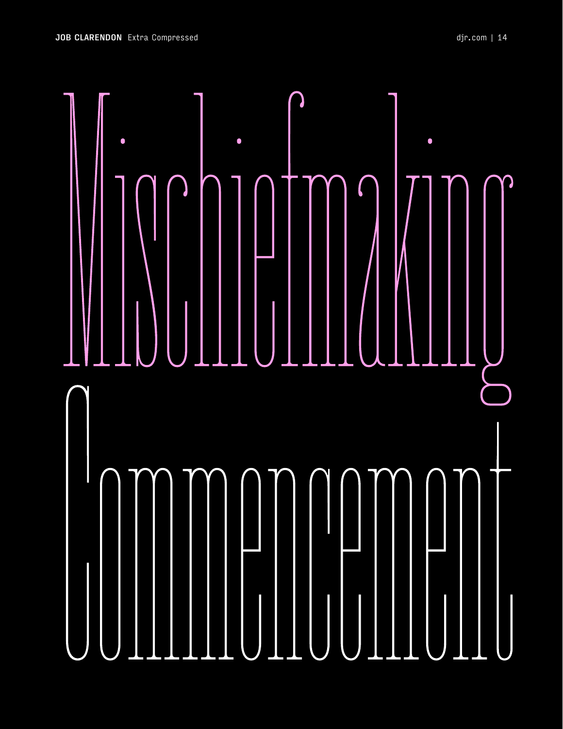Mischiefmaking

Commencement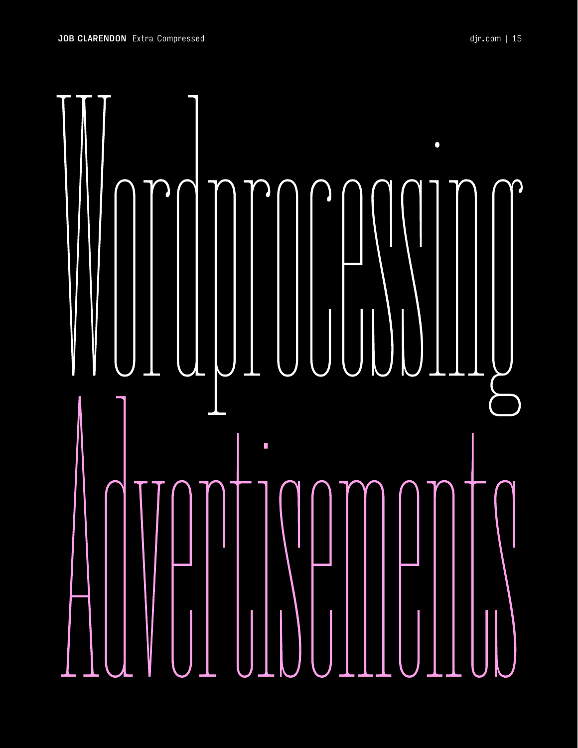# Wordprocessing Advertisements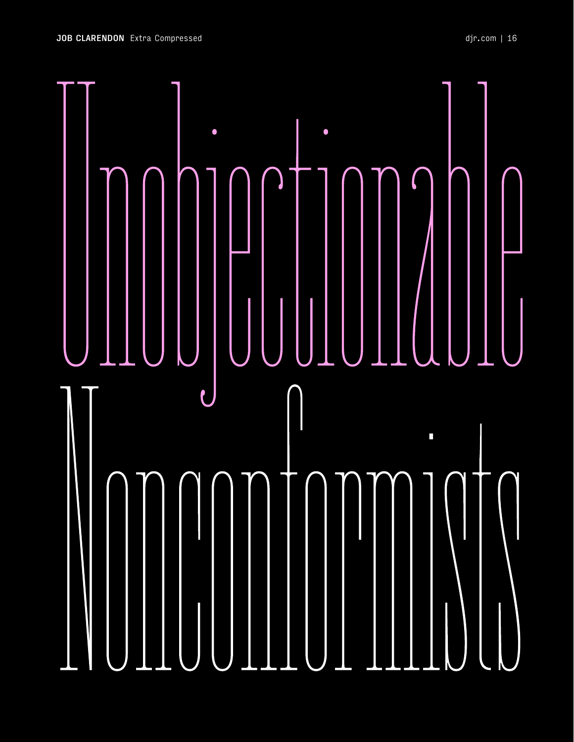Unobjectionable

Nonconformists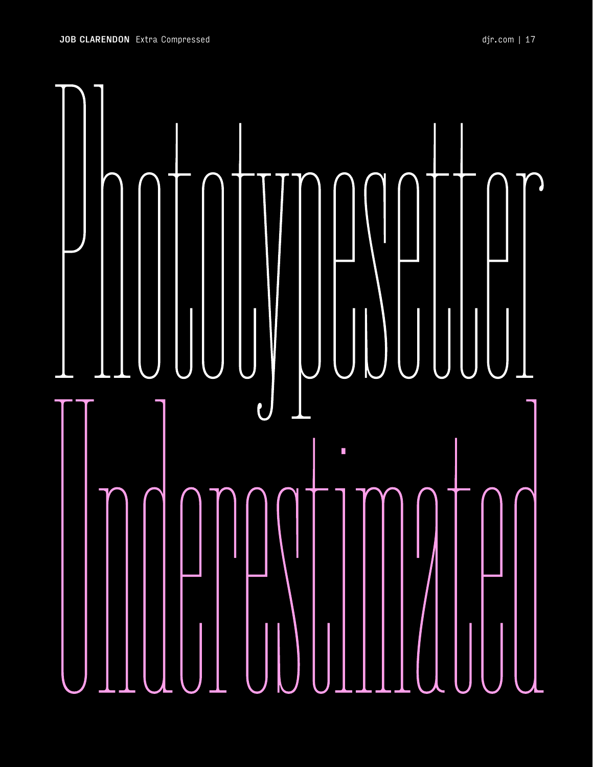Phototypesetter

Underestimated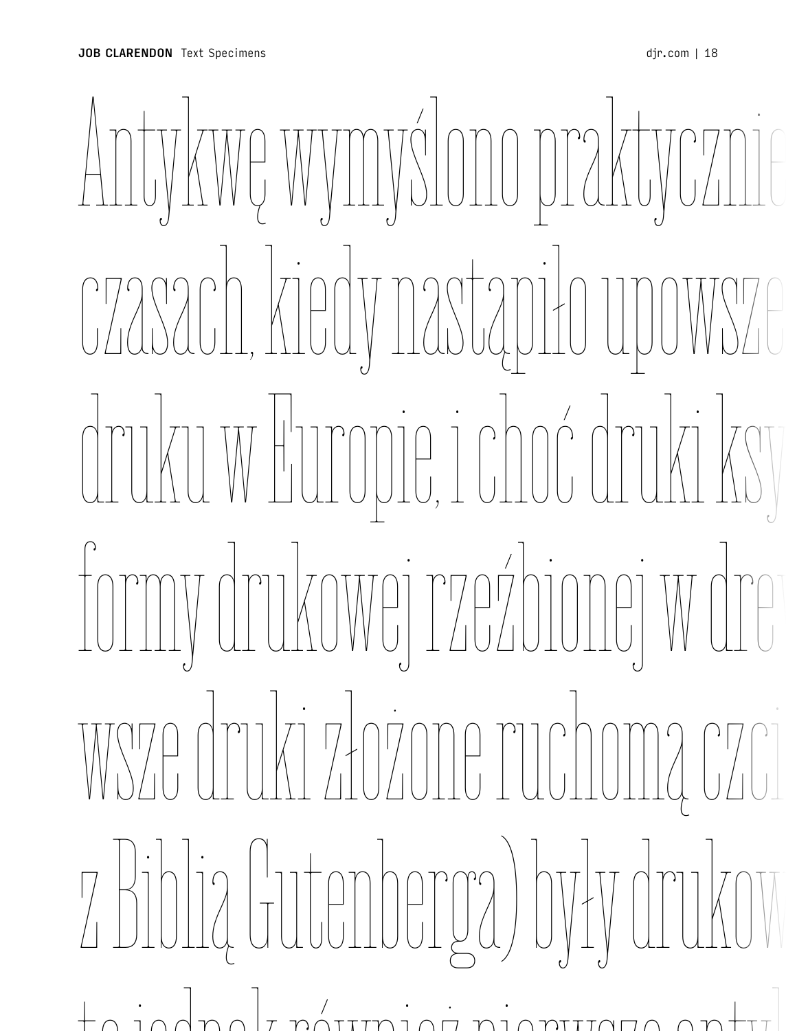Antykwę wymyślono praktycznie

czasach, kiedy nastąpiło upowsze

druku w Europie, i choć druki ksy

formy drukowej rzeźbionej w drew

wsze druki złożone ruchomą czci

z Biblią Gutenberga) były drukow

to jednak również pierwsze antyk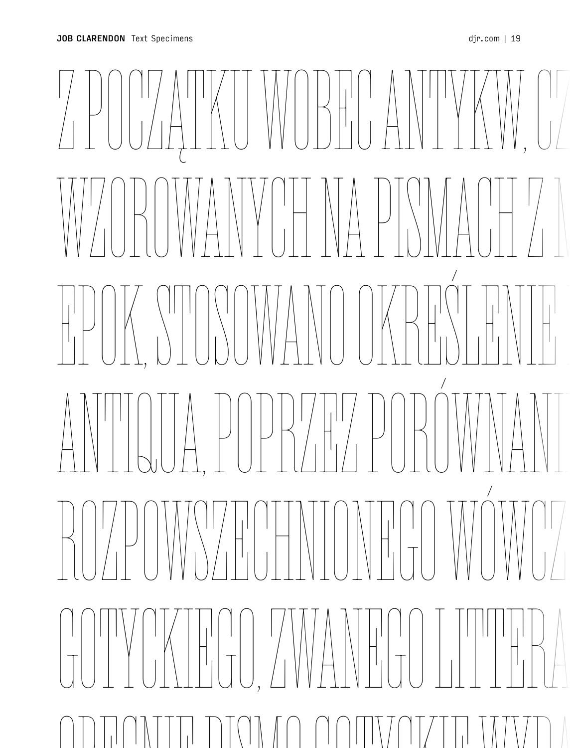Z POCZĄTKU WOBEC ANTYKW, CZ

WZOROWANYCH NA PISMACH Z N

EPOK, STOSOWANO OKREŚLENIE

ANTIQUA, POPRZEZ PORÓWNANI

ROZPOWSZECHNIONEGO WÓWCZ

GOTYCKIEGO, ZWANEGO LITERA

OBECNIE PISMO GOTYCKIE WYPA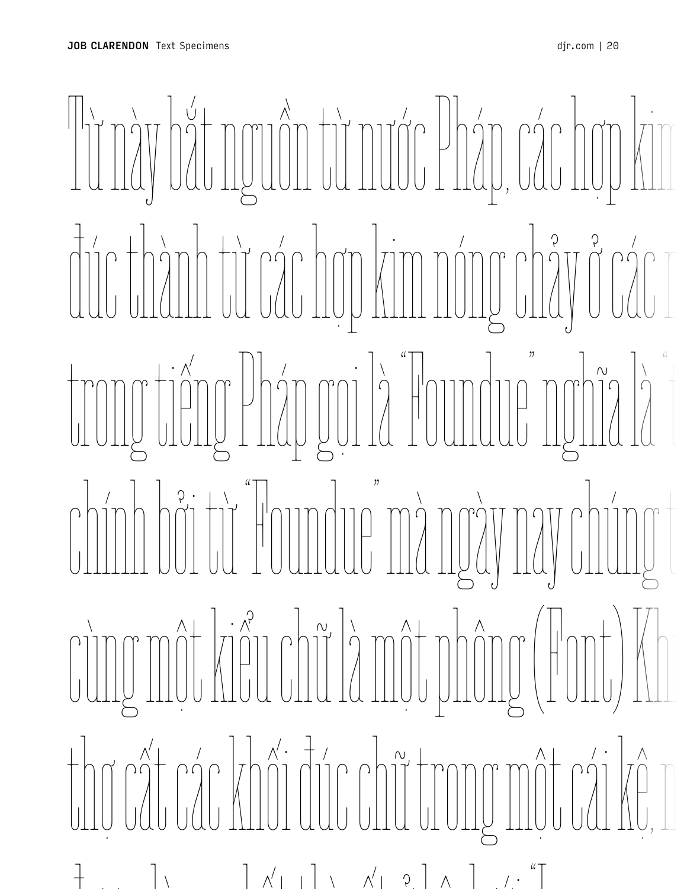Từ này bắt nguồn từ nước Pháp, các hợp kim

đúc thành từ các hợp kim nóng chảy ở các n

trong tiếng Pháp gọi là "Foundue" nghĩa là t

chính bởi từ "Foundue" mà ngày nay chúng t

cùng một kiểu chữ là một phông (Font) Kh

thợ cất các khối đúc chữ trong một cái kệ, n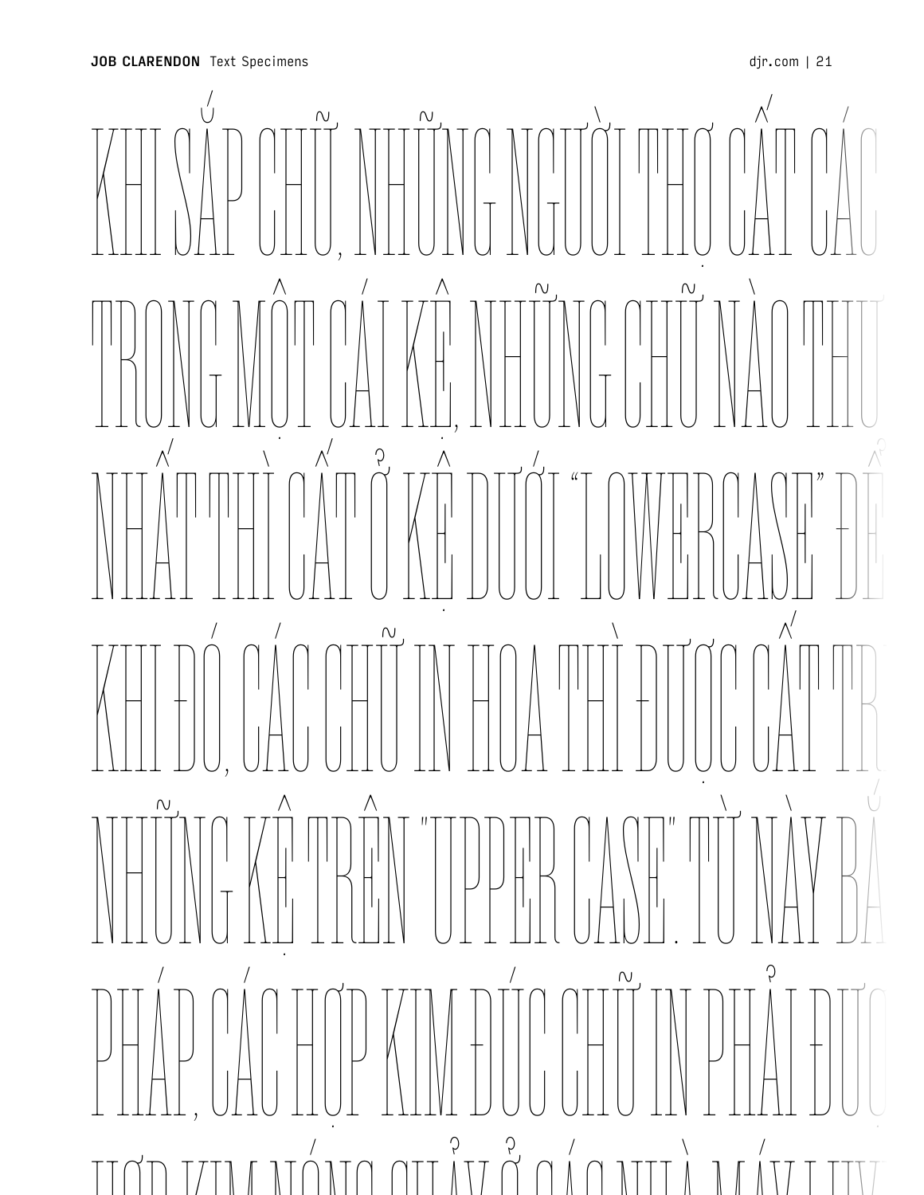KHI SẮP CHỮ, NHỮNG NGƯỜI THỢ CẤT CÁC

TRONG MỘT CÁI KỆ, NHỮNG CHỮ NÀO THƯ

NHẤT THÌ CẤT Ở KỆ DƯỚI "LOWERCASE" ĐỂ

KHI ĐÓ, CÁC CHỮ IN HOA THÌ ĐƯỢC CẤT TR

NHỮNG KỆ TRÊN "UPPER CASE". TỪ NÀY BẮ

PHÁP, CÁC HỢP KIM ĐÚC CHỮ IN PHẢI ĐƯỢ

HỢP KIM NÓNG CHẢY Ở CÁC NHÀ MÁY LUY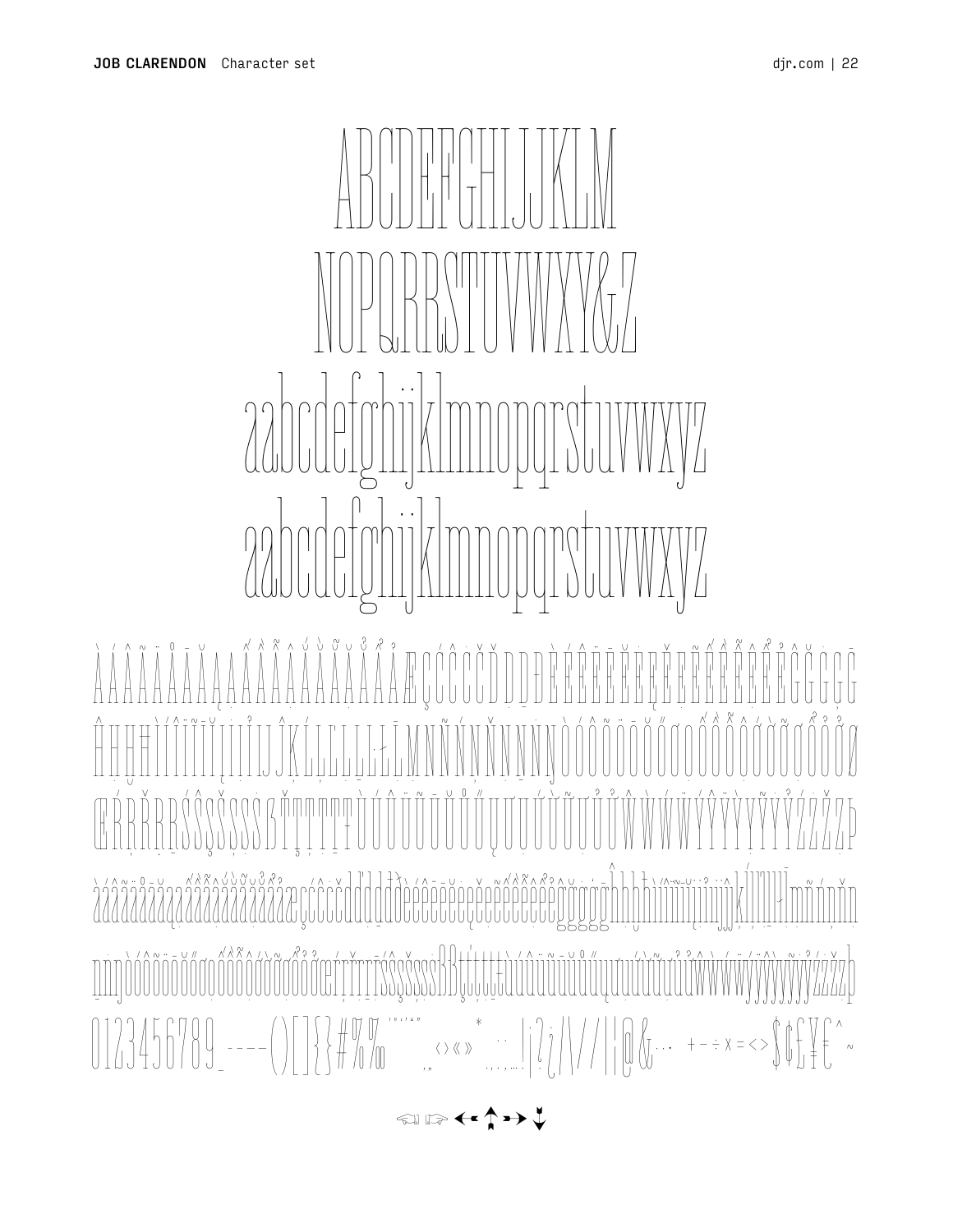ABCDEFGHIJKLM
NOPQRRSTUVWXY&Z
aabcdefghijklmnopqrstuvwxyz
aabcdefghijklmnopqrstuvwxyz

ÀÁÂÃÄÅĀĂĄẠẤẦẪẨẬẮẰẴẲẶÆÇĆĈĊČĎḌĐÈÉÊËĒĔĖĘẸĚẼẾỀỄỂỆĜĞĠĢ
ĤḤĦÌÍÎÏĨĪĬĮİỊỈĲĴĶĹĻĽĿŁḶĪMNÑŃŅŇṆṈŊÒÓÔÕÖŌŎŐƠỌỐỒỖỔỘỚỜỠỞỢØ
ŒŔŖŘṚŚŜŞŠȘṢẞŢŤȚṬŦÙÚÛÜŨŪŬŮŰŲƯỤỦỨỪỮỬỰẀẂŴẄỲÝŶŸỸỴỶŹŻŽÞ
àáâãäåāăąạấầẫẩậắằẵẳặæçćĉċčďḍđèéêëēĕėęẹěẽếềễểệĝğġģĥḥħìíîïĩīĭįịỉĳĵķĺļľŀłḷmñńņňṇ
ṉŋòóôõöōŏőơọốồỗổộớờỡởợøœŕŗřṛśŝşšșṣßţťțṭŧùúûüũūŭůűųưụủứừữửựẁẃŵẅỳýŷÿỹỵỷźżžþ
0123456789_----()[]{}#%‰ '"‚„‘’“” ‹›«» * .:,;…!¡?¿/\|¦@& · +−÷×=<> $¢£¥€ ^ ~

☜ ☞ ← ↑ → ↓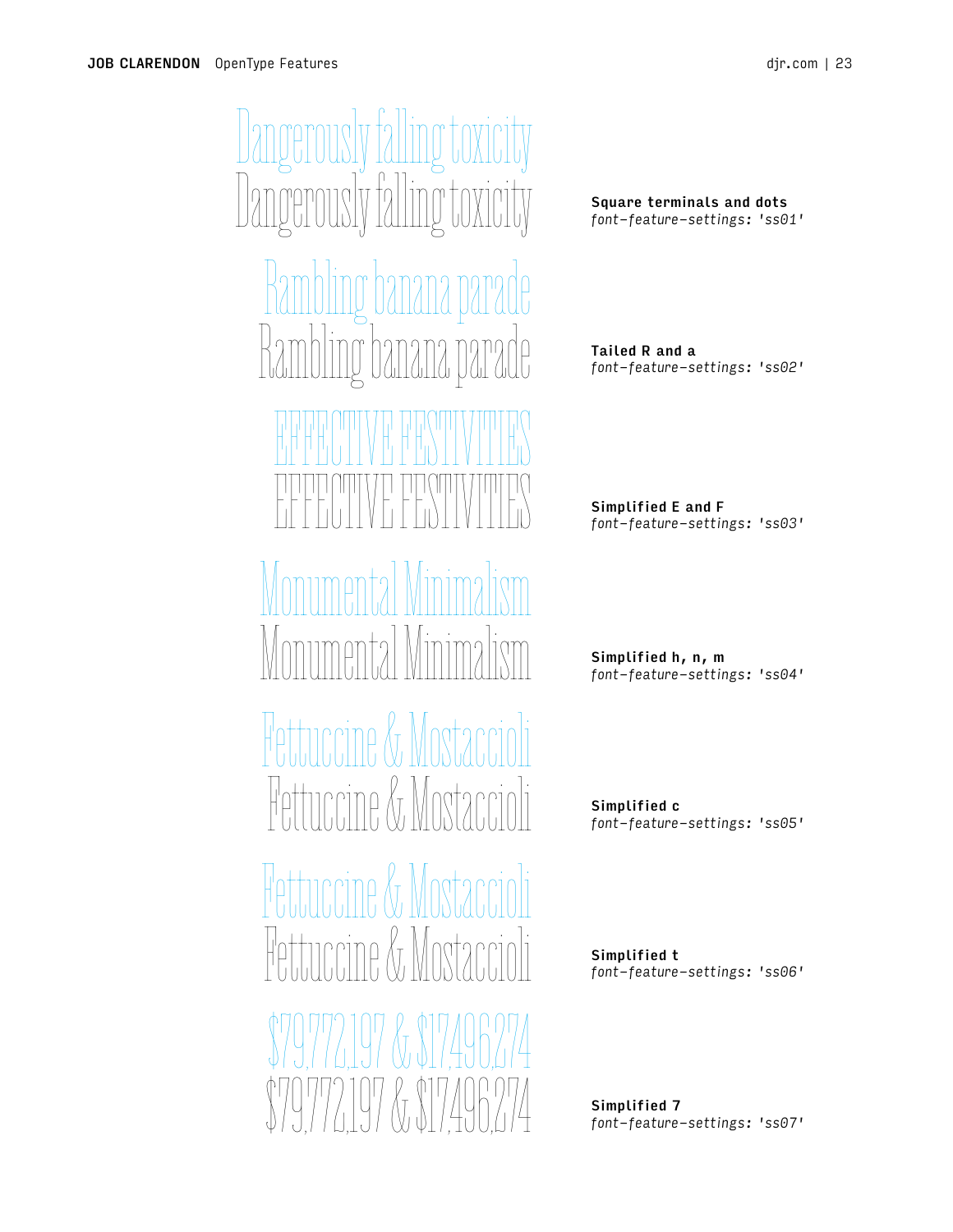Dangerously falling toxicity
Dangerously falling toxicity

**Square terminals and dots**
*font-feature-settings: 'ss01'*

Rambling banana parade
Rambling banana parade

**Tailed R and a**
*font-feature-settings: 'ss02'*

EFFECTIVE FESTIVITIES
EFFECTIVE FESTIVITIES

**Simplified E and F**
*font-feature-settings: 'ss03'*

Monumental Minimalism
Monumental Minimalism

**Simplified h, n, m**
*font-feature-settings: 'ss04'*

Fettuccine & Mostaccioli
Fettuccine & Mostaccioli

**Simplified c**
*font-feature-settings: 'ss05'*

Fettuccine & Mostaccioli
Fettuccine & Mostaccioli

**Simplified t**
*font-feature-settings: 'ss06'*

$79,772,197 & $17,496,274
$79,772,197 & $17,496,274

**Simplified 7**
*font-feature-settings: 'ss07'*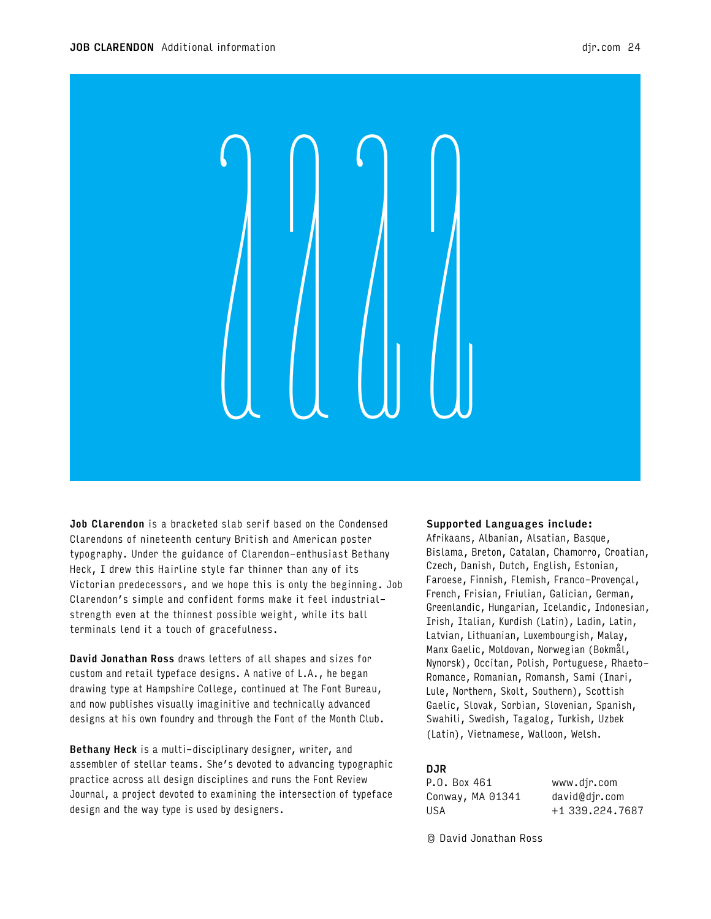**Job Clarendon** is a bracketed slab serif based on the Condensed Clarendons of nineteenth century British and American poster typography. Under the guidance of Clarendon-enthusiast Bethany Heck, I drew this Hairline style far thinner than any of its Victorian predecessors, and we hope this is only the beginning. Job Clarendon's simple and confident forms make it feel industrial-strength even at the thinnest possible weight, while its ball terminals lend it a touch of gracefulness.

**David Jonathan Ross** draws letters of all shapes and sizes for custom and retail typeface designs. A native of L.A., he began drawing type at Hampshire College, continued at The Font Bureau, and now publishes visually imaginitive and technically advanced designs at his own foundry and through the Font of the Month Club.

**Bethany Heck** is a multi-disciplinary designer, writer, and assembler of stellar teams. She's devoted to advancing typographic practice across all design disciplines and runs the Font Review Journal, a project devoted to examining the intersection of typeface design and the way type is used by designers.

**Supported Languages include:**
Afrikaans, Albanian, Alsatian, Basque, Bislama, Breton, Catalan, Chamorro, Croatian, Czech, Danish, Dutch, English, Estonian, Faroese, Finnish, Flemish, Franco-Provençal, French, Frisian, Friulian, Galician, German, Greenlandic, Hungarian, Icelandic, Indonesian, Irish, Italian, Kurdish (Latin), Ladin, Latin, Latvian, Lithuanian, Luxembourgish, Malay, Manx Gaelic, Moldovan, Norwegian (Bokmål, Nynorsk), Occitan, Polish, Portuguese, Rhaeto-Romance, Romanian, Romansh, Sami (Inari, Lule, Northern, Skolt, Southern), Scottish Gaelic, Slovak, Sorbian, Slovenian, Spanish, Swahili, Swedish, Tagalog, Turkish, Uzbek (Latin), Vietnamese, Walloon, Welsh.

**DJR**
P.O. Box 461
Conway, MA 01341
USA

www.djr.com
david@djr.com
+1 339.224.7687

© David Jonathan Ross